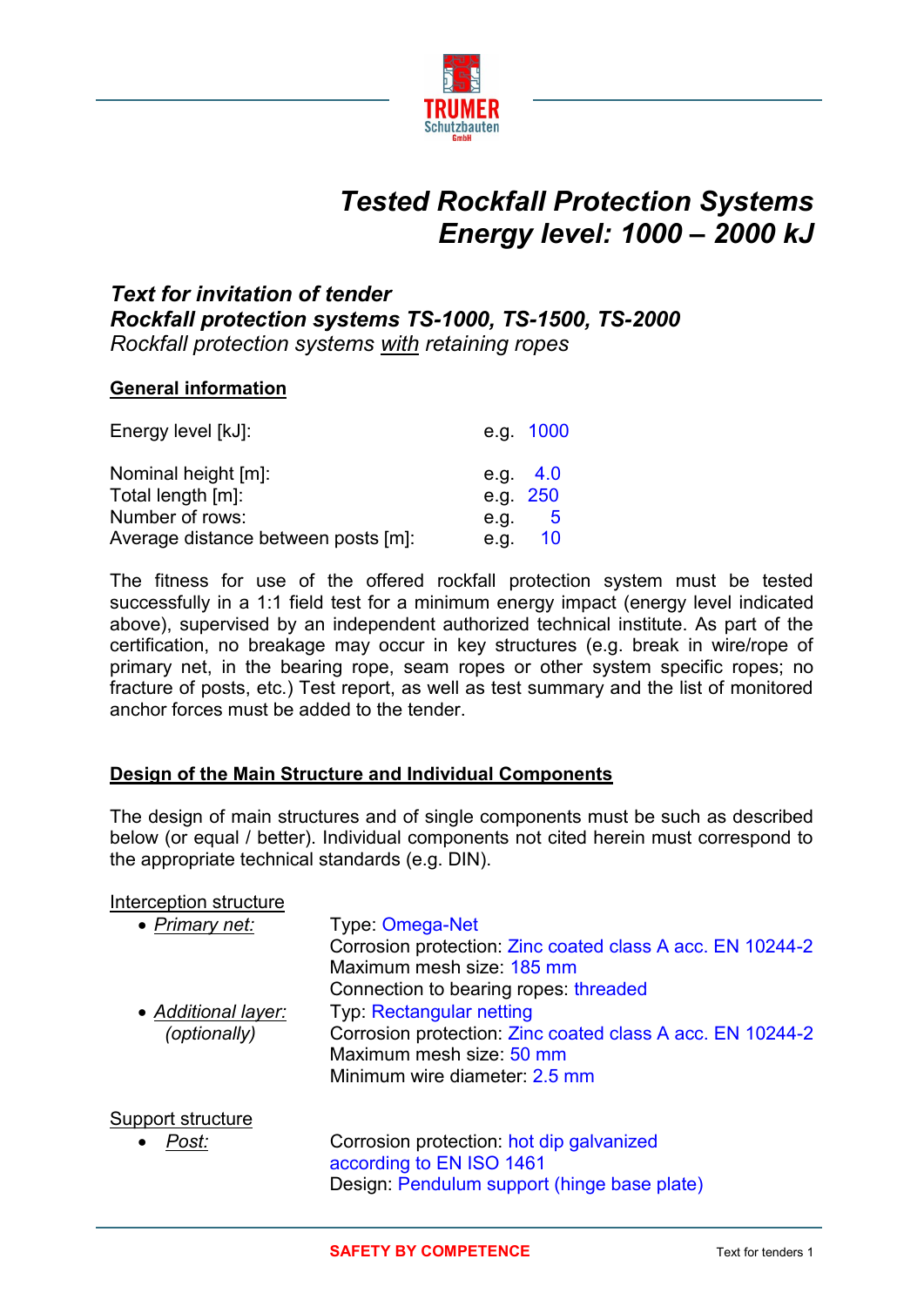# *Tested Rockfall Protection Systems*
# *Energy level: 1000 – 2000 kJ*

***Text for invitation of tender***
***Rockfall protection systems TS-1000, TS-1500, TS-2000***
*Rockfall protection systems with retaining ropes*

## General information

| | |
|---|---|
| Energy level [kJ]: | e.g. 1000 |
| Nominal height [m]: | e.g. 4.0 |
| Total length [m]: | e.g. 250 |
| Number of rows: | e.g. 5 |
| Average distance between posts [m]: | e.g. 10 |

The fitness for use of the offered rockfall protection system must be tested successfully in a 1:1 field test for a minimum energy impact (energy level indicated above), supervised by an independent authorized technical institute. As part of the certification, no breakage may occur in key structures (e.g. break in wire/rope of primary net, in the bearing rope, seam ropes or other system specific ropes; no fracture of posts, etc.) Test report, as well as test summary and the list of monitored anchor forces must be added to the tender.

## Design of the Main Structure and Individual Components

The design of main structures and of single components must be such as described below (or equal / better). Individual components not cited herein must correspond to the appropriate technical standards (e.g. DIN).

Interception structure

- *Primary net:*
  Type: Omega-Net
  Corrosion protection: Zinc coated class A acc. EN 10244-2
  Maximum mesh size: 185 mm
  Connection to bearing ropes: threaded
- *Additional layer:* *(optionally)*
  Typ: Rectangular netting
  Corrosion protection: Zinc coated class A acc. EN 10244-2
  Maximum mesh size: 50 mm
  Minimum wire diameter: 2.5 mm

Support structure

- *Post:*
  Corrosion protection: hot dip galvanized according to EN ISO 1461
  Design: Pendulum support (hinge base plate)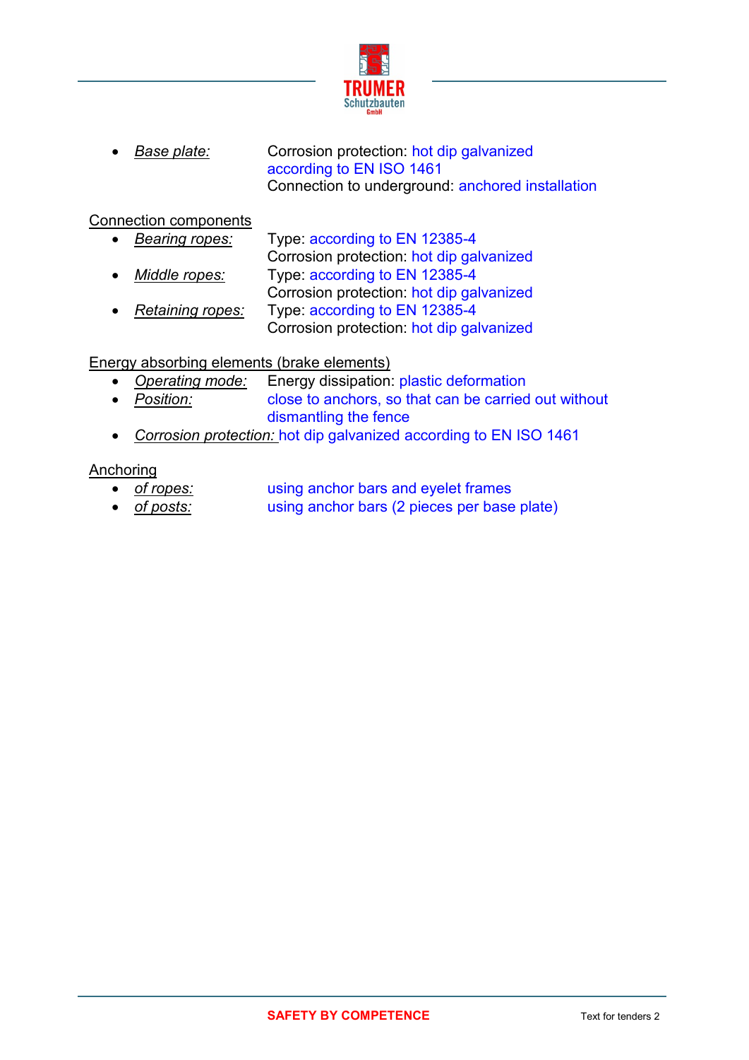- *Base plate:* Corrosion protection: hot dip galvanized according to EN ISO 1461
  Connection to underground: anchored installation

Connection components

- *Bearing ropes:* Type: according to EN 12385-4
  Corrosion protection: hot dip galvanized
- *Middle ropes:* Type: according to EN 12385-4
  Corrosion protection: hot dip galvanized
- *Retaining ropes:* Type: according to EN 12385-4
  Corrosion protection: hot dip galvanized

Energy absorbing elements (brake elements)

- *Operating mode:* Energy dissipation: plastic deformation
- *Position:* close to anchors, so that can be carried out without dismantling the fence
- *Corrosion protection:* hot dip galvanized according to EN ISO 1461

Anchoring

- *of ropes:* using anchor bars and eyelet frames
- *of posts:* using anchor bars (2 pieces per base plate)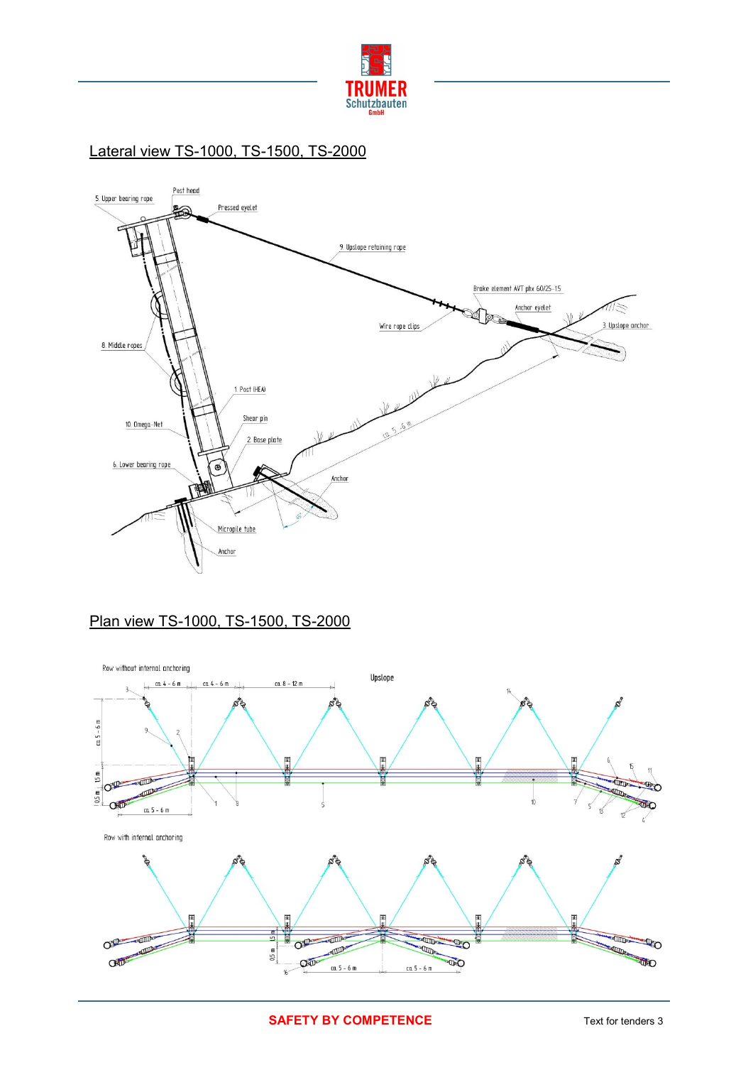## Lateral view TS-1000, TS-1500, TS-2000

5. Upper bearing rope

Post head

Pressed eyelet

9. Upslope retaining rope

Brake element AVT phx 60/25-15

Anchor eyelet

Wire rope clips

3. Upslope anchor

8. Middle ropes

1. Post (HEA)

Shear pin

10. Omega-Net

2. Base plate

ca. 5 - 6 m

6. Lower bearing rope

Anchor

Micropile tube

Anchor

## Plan view TS-1000, TS-1500, TS-2000

Row without internal anchoring

ca. 4 - 6 m

ca. 4 - 6 m

ca. 8 - 12 m

Upslope

ca. 5 - 6 m

1.5 m

0.5 m

ca. 5 - 6 m

Row with internal anchoring

1.5 m

0.5 m

ca. 5 - 6 m

ca. 5 - 6 m